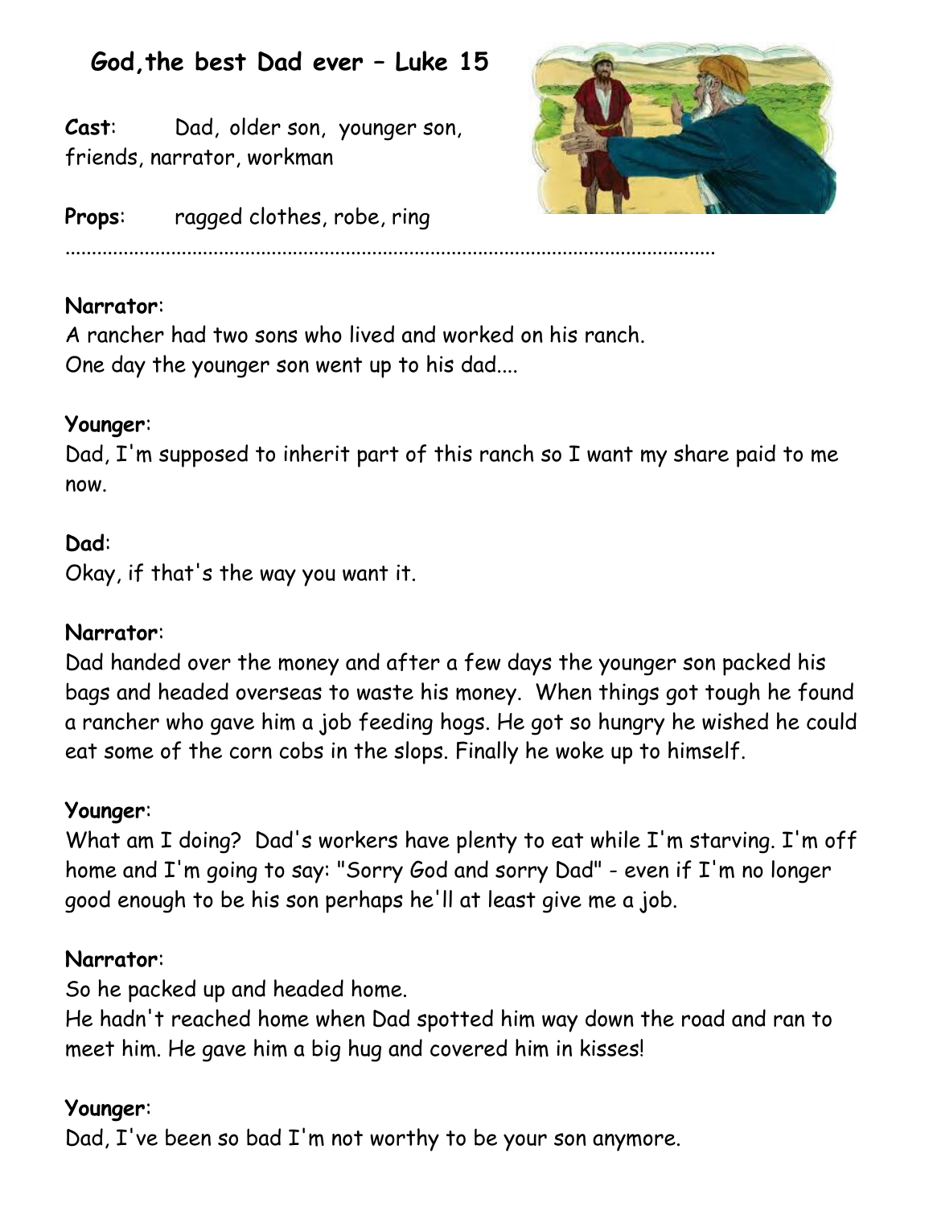# God,the best Dad ever – Luke 15

**Cast**: Dad, older son, younger son, friends, narrator, workman

**Props**: ragged clothes, robe, ring

..........................................................................................................................

**Narrator**:
A rancher had two sons who lived and worked on his ranch.
One day the younger son went up to his dad....

**Younger**:
Dad, I'm supposed to inherit part of this ranch so I want my share paid to me now.

**Dad**:
Okay, if that's the way you want it.

**Narrator**:
Dad handed over the money and after a few days the younger son packed his bags and headed overseas to waste his money. When things got tough he found a rancher who gave him a job feeding hogs. He got so hungry he wished he could eat some of the corn cobs in the slops. Finally he woke up to himself.

**Younger**:
What am I doing? Dad's workers have plenty to eat while I'm starving. I'm off home and I'm going to say: "Sorry God and sorry Dad" - even if I'm no longer good enough to be his son perhaps he'll at least give me a job.

**Narrator**:
So he packed up and headed home.
He hadn't reached home when Dad spotted him way down the road and ran to meet him. He gave him a big hug and covered him in kisses!

**Younger**:
Dad, I've been so bad I'm not worthy to be your son anymore.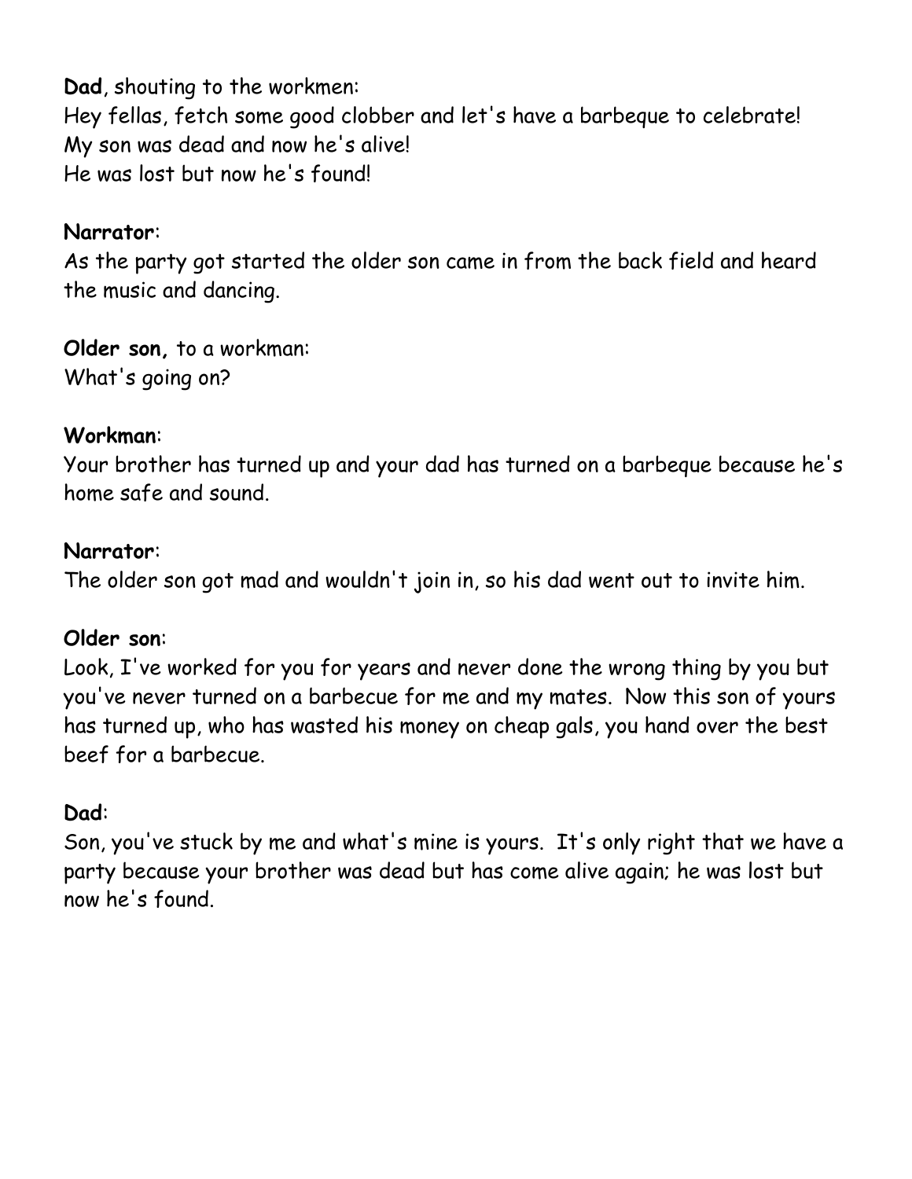**Dad**, shouting to the workmen:
Hey fellas, fetch some good clobber and let's have a barbeque to celebrate!
My son was dead and now he's alive!
He was lost but now he's found!

**Narrator**:
As the party got started the older son came in from the back field and heard the music and dancing.

**Older son,** to a workman:
What's going on?

**Workman**:
Your brother has turned up and your dad has turned on a barbeque because he's home safe and sound.

**Narrator**:
The older son got mad and wouldn't join in, so his dad went out to invite him.

**Older son**:
Look, I've worked for you for years and never done the wrong thing by you but you've never turned on a barbecue for me and my mates. Now this son of yours has turned up, who has wasted his money on cheap gals, you hand over the best beef for a barbecue.

**Dad**:
Son, you've stuck by me and what's mine is yours. It's only right that we have a party because your brother was dead but has come alive again; he was lost but now he's found.